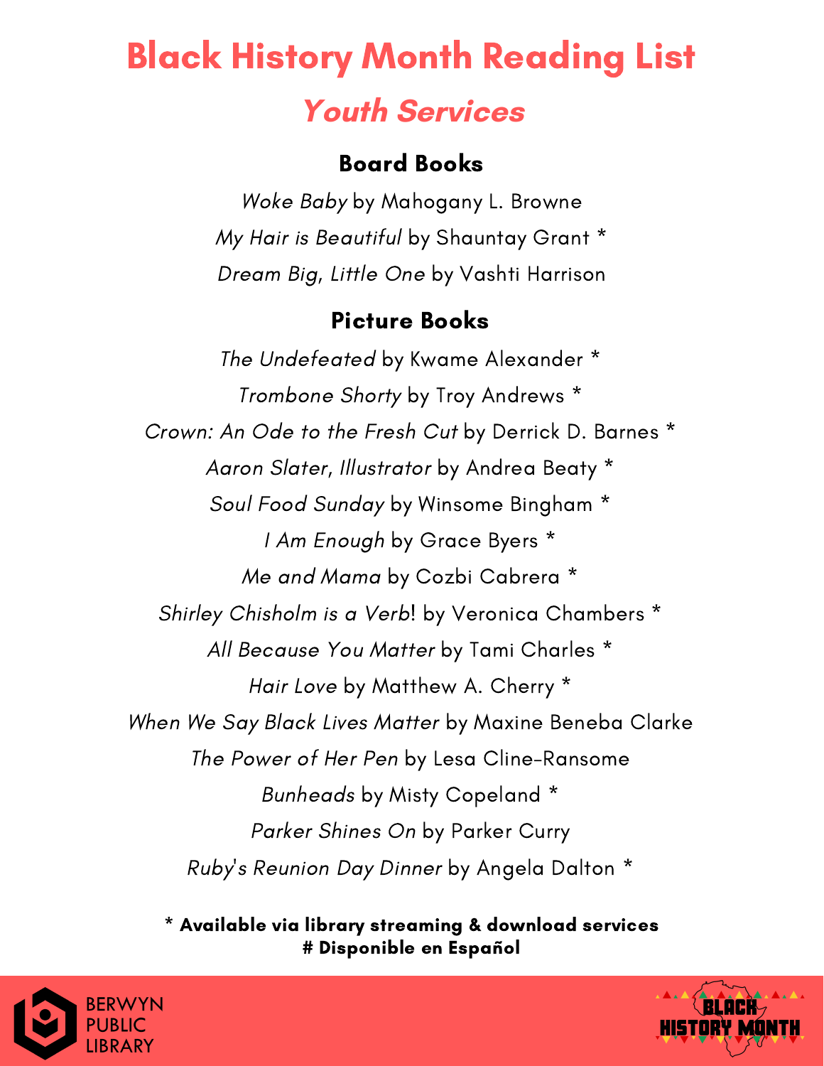# Black History Month Reading List

## *Youth Services*

### Board Books

*Woke Baby* by Mahogany L. Browne

*My Hair is Beautiful* by Shauntay Grant *

*Dream Big, Little One* by Vashti Harrison

### Picture Books

*The Undefeated* by Kwame Alexander *

*Trombone Shorty* by Troy Andrews *

*Crown: An Ode to the Fresh Cut* by Derrick D. Barnes *

*Aaron Slater, Illustrator* by Andrea Beaty *

*Soul Food Sunday* by Winsome Bingham *

*I Am Enough* by Grace Byers *

*Me and Mama* by Cozbi Cabrera *

*Shirley Chisholm is a Verb*! by Veronica Chambers *

*All Because You Matter* by Tami Charles *

*Hair Love* by Matthew A. Cherry *

*When We Say Black Lives Matter* by Maxine Beneba Clarke

*The Power of Her Pen* by Lesa Cline-Ransome

*Bunheads* by Misty Copeland *

*Parker Shines On* by Parker Curry

*Ruby's Reunion Day Dinner* by Angela Dalton *

**\* Available via library streaming & download services**
**# Disponible en Español**

BERWYN PUBLIC LIBRARY

BLACK HISTORY MONTH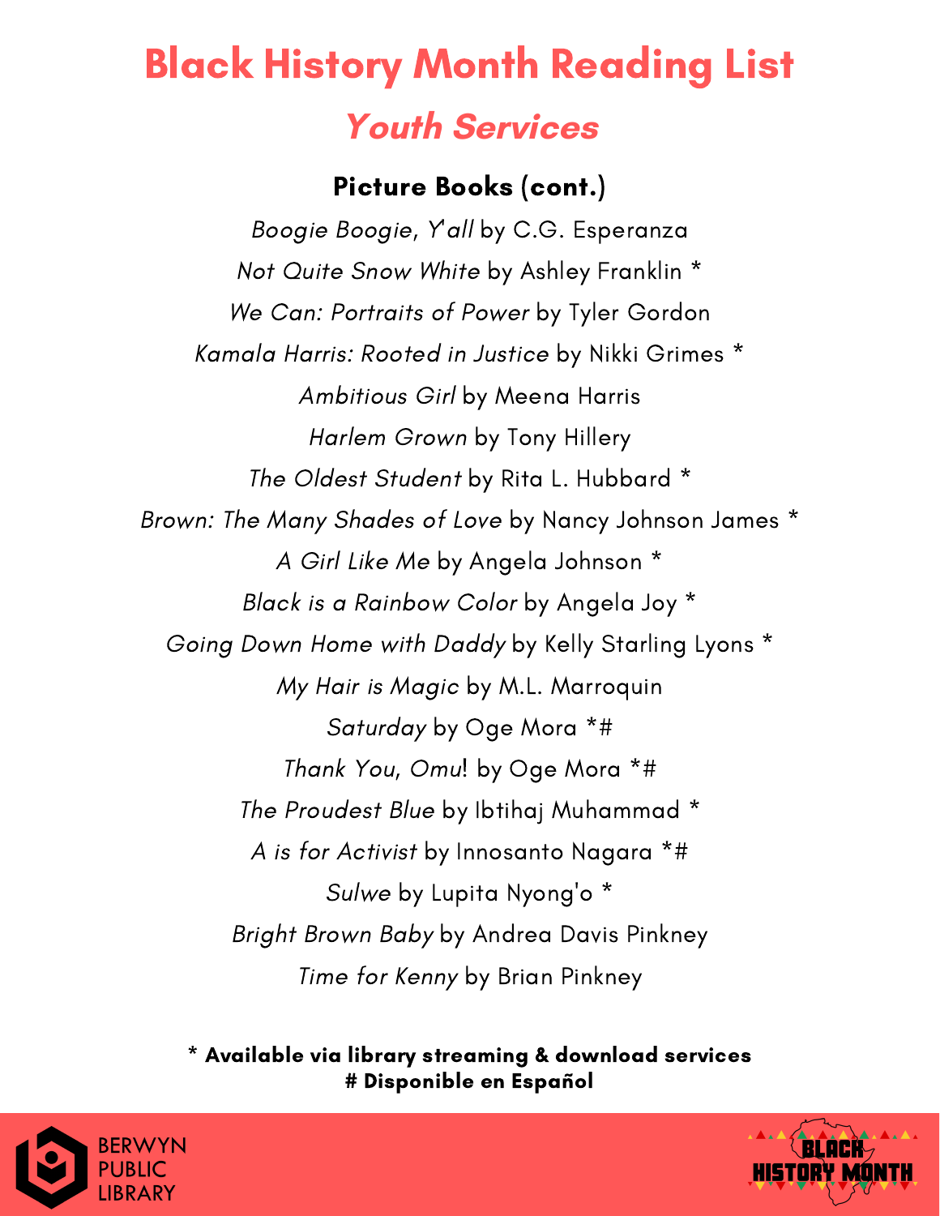# Black History Month Reading List

## *Youth Services*

### Picture Books (cont.)

*Boogie Boogie, Y'all* by C.G. Esperanza

*Not Quite Snow White* by Ashley Franklin *

*We Can: Portraits of Power* by Tyler Gordon

*Kamala Harris: Rooted in Justice* by Nikki Grimes *

*Ambitious Girl* by Meena Harris

*Harlem Grown* by Tony Hillery

*The Oldest Student* by Rita L. Hubbard *

*Brown: The Many Shades of Love* by Nancy Johnson James *

*A Girl Like Me* by Angela Johnson *

*Black is a Rainbow Color* by Angela Joy *

*Going Down Home with Daddy* by Kelly Starling Lyons *

*My Hair is Magic* by M.L. Marroquin

*Saturday* by Oge Mora *#

*Thank You, Omu*! by Oge Mora *#

*The Proudest Blue* by Ibtihaj Muhammad *

*A is for Activist* by Innosanto Nagara *#

*Sulwe* by Lupita Nyong'o *

*Bright Brown Baby* by Andrea Davis Pinkney

*Time for Kenny* by Brian Pinkney

**\* Available via library streaming & download services**
**# Disponible en Español**

BERWYN PUBLIC LIBRARY

BLACK HISTORY MONTH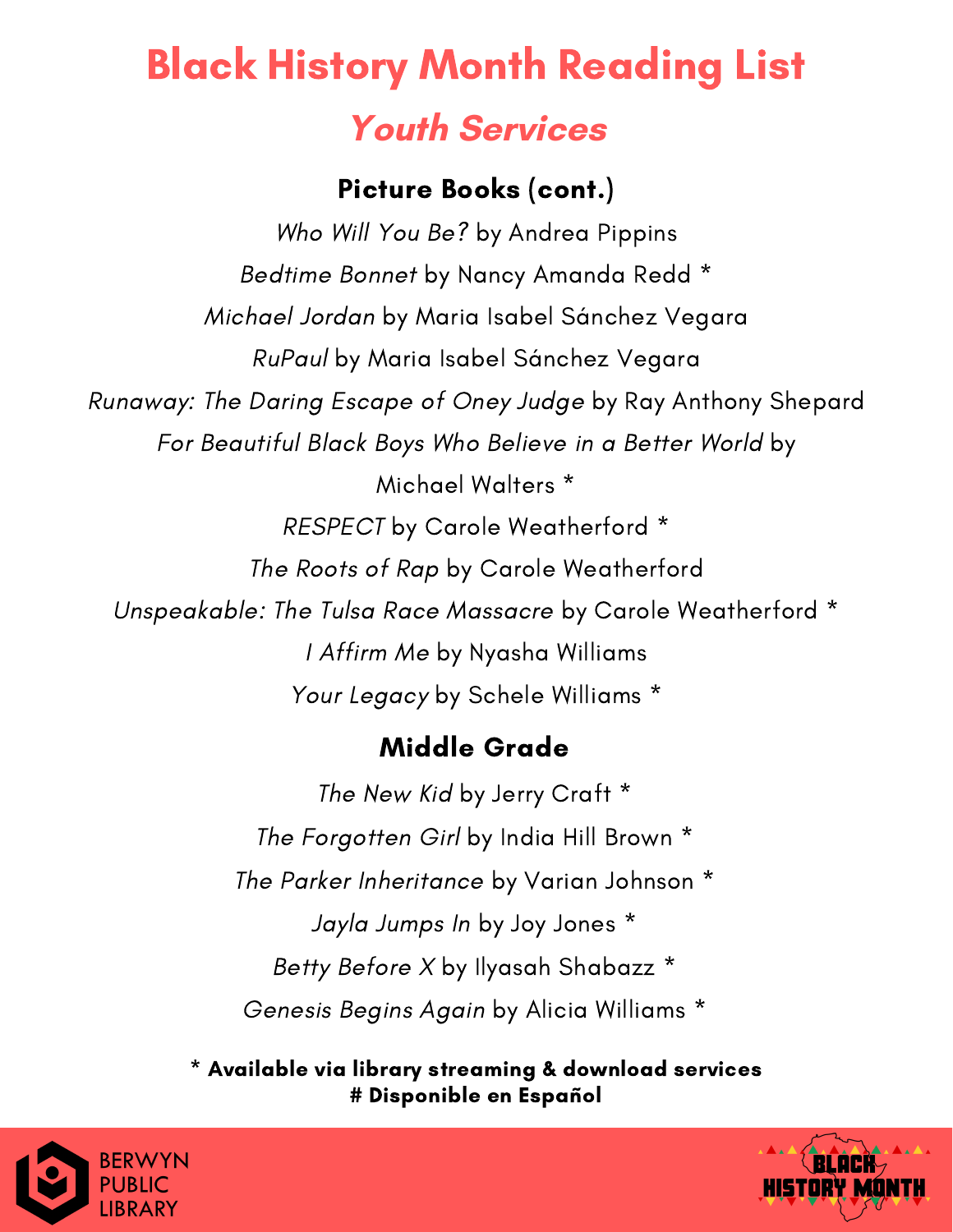# Black History Month Reading List

## *Youth Services*

### Picture Books (cont.)

*Who Will You Be?* by Andrea Pippins

*Bedtime Bonnet* by Nancy Amanda Redd *

*Michael Jordan* by Maria Isabel Sánchez Vegara

*RuPaul* by Maria Isabel Sánchez Vegara

*Runaway: The Daring Escape of Oney Judge* by Ray Anthony Shepard

*For Beautiful Black Boys Who Believe in a Better World* by Michael Walters *

*RESPECT* by Carole Weatherford *

*The Roots of Rap* by Carole Weatherford

*Unspeakable: The Tulsa Race Massacre* by Carole Weatherford *

*I Affirm Me* by Nyasha Williams

*Your Legacy* by Schele Williams *

### Middle Grade

*The New Kid* by Jerry Craft *

*The Forgotten Girl* by India Hill Brown *

*The Parker Inheritance* by Varian Johnson *

*Jayla Jumps In* by Joy Jones *

*Betty Before X* by Ilyasah Shabazz *

*Genesis Begins Again* by Alicia Williams *

**\* Available via library streaming & download services**
**# Disponible en Español**

BERWYN PUBLIC LIBRARY

BLACK HISTORY MONTH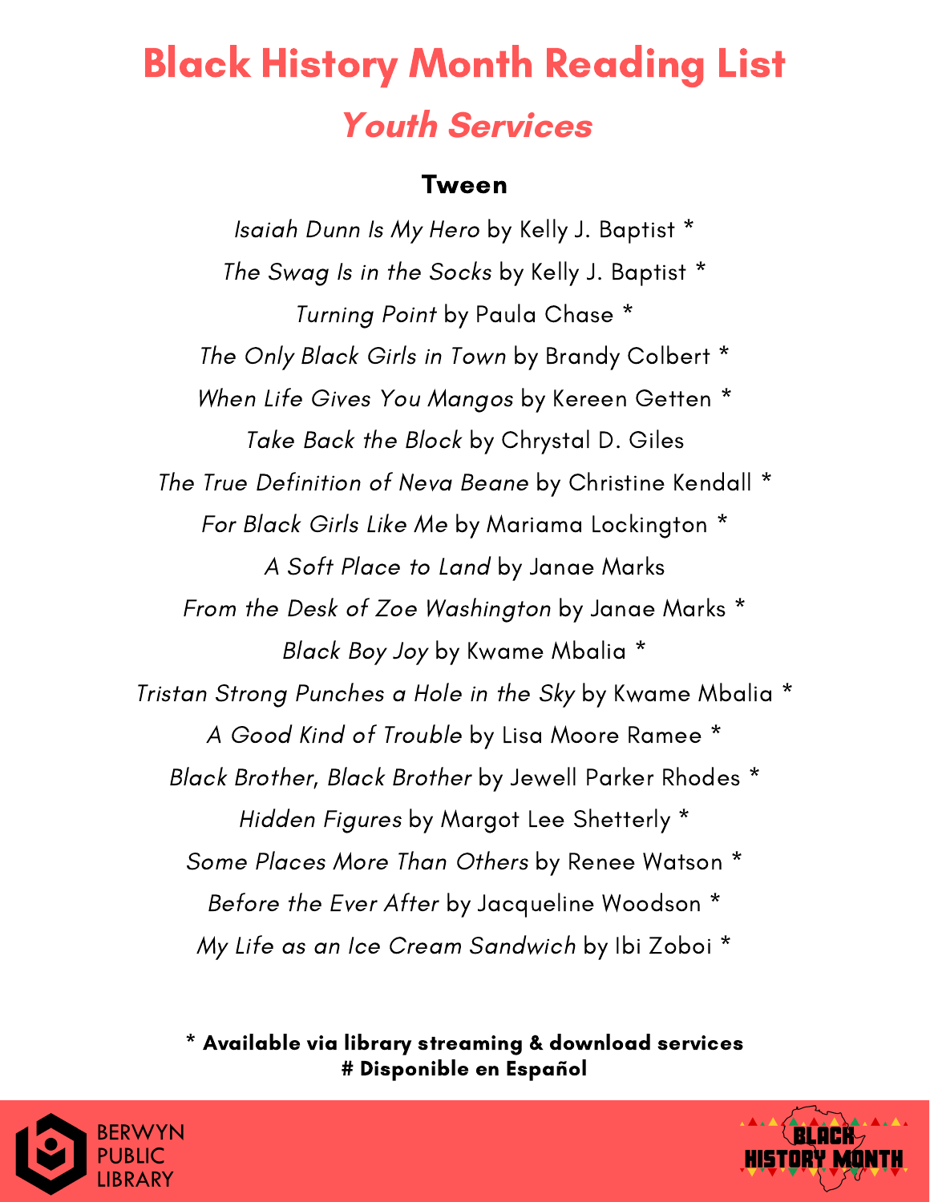# Black History Month Reading List

## *Youth Services*

### Tween

*Isaiah Dunn Is My Hero* by Kelly J. Baptist *

*The Swag Is in the Socks* by Kelly J. Baptist *

*Turning Point* by Paula Chase *

*The Only Black Girls in Town* by Brandy Colbert *

*When Life Gives You Mangos* by Kereen Getten *

*Take Back the Block* by Chrystal D. Giles

*The True Definition of Neva Beane* by Christine Kendall *

*For Black Girls Like Me* by Mariama Lockington *

*A Soft Place to Land* by Janae Marks

*From the Desk of Zoe Washington* by Janae Marks *

*Black Boy Joy* by Kwame Mbalia *

*Tristan Strong Punches a Hole in the Sky* by Kwame Mbalia *

*A Good Kind of Trouble* by Lisa Moore Ramee *

*Black Brother, Black Brother* by Jewell Parker Rhodes *

*Hidden Figures* by Margot Lee Shetterly *

*Some Places More Than Others* by Renee Watson *

*Before the Ever After* by Jacqueline Woodson *

*My Life as an Ice Cream Sandwich* by Ibi Zoboi *

**\* Available via library streaming & download services**
**# Disponible en Español**

BERWYN PUBLIC LIBRARY

BLACK HISTORY MONTH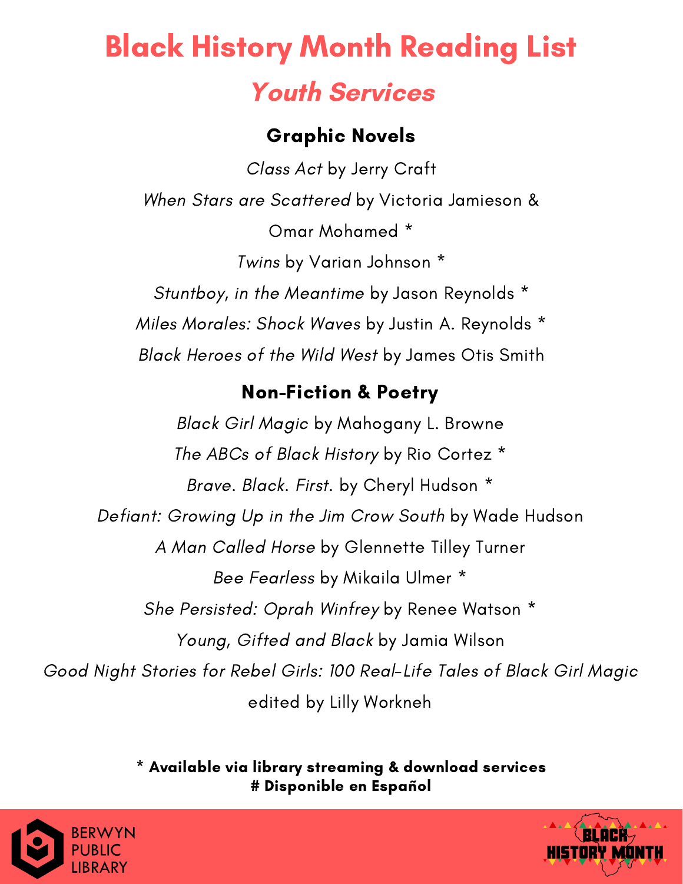# Black History Month Reading List

## *Youth Services*

### Graphic Novels

*Class Act* by Jerry Craft

*When Stars are Scattered* by Victoria Jamieson & Omar Mohamed *

*Twins* by Varian Johnson *

*Stuntboy, in the Meantime* by Jason Reynolds *

*Miles Morales: Shock Waves* by Justin A. Reynolds *

*Black Heroes of the Wild West* by James Otis Smith

### Non-Fiction & Poetry

*Black Girl Magic* by Mahogany L. Browne

*The ABCs of Black History* by Rio Cortez *

*Brave. Black. First.* by Cheryl Hudson *

*Defiant: Growing Up in the Jim Crow South* by Wade Hudson

*A Man Called Horse* by Glennette Tilley Turner

*Bee Fearless* by Mikaila Ulmer *

*She Persisted: Oprah Winfrey* by Renee Watson *

*Young, Gifted and Black* by Jamia Wilson

*Good Night Stories for Rebel Girls: 100 Real-Life Tales of Black Girl Magic* edited by Lilly Workneh

**\* Available via library streaming & download services**
**# Disponible en Español**

BERWYN PUBLIC LIBRARY

BLACK HISTORY MONTH